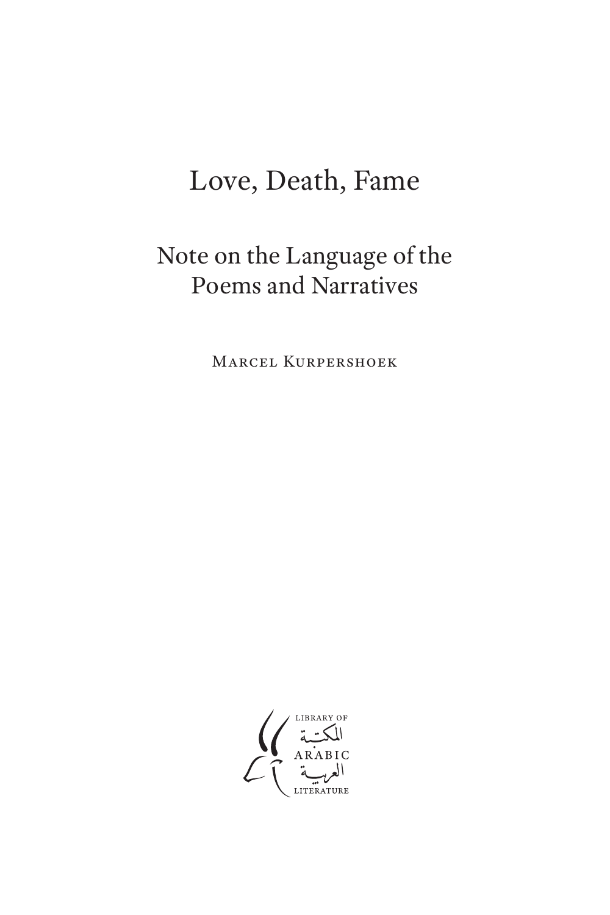# Love, Death, Fame

## Note on the Language of the Poems and Narratives

Marcel Kurpershoek

LIBRARY OF
المكتبة
ARABIC
العربية
LITERATURE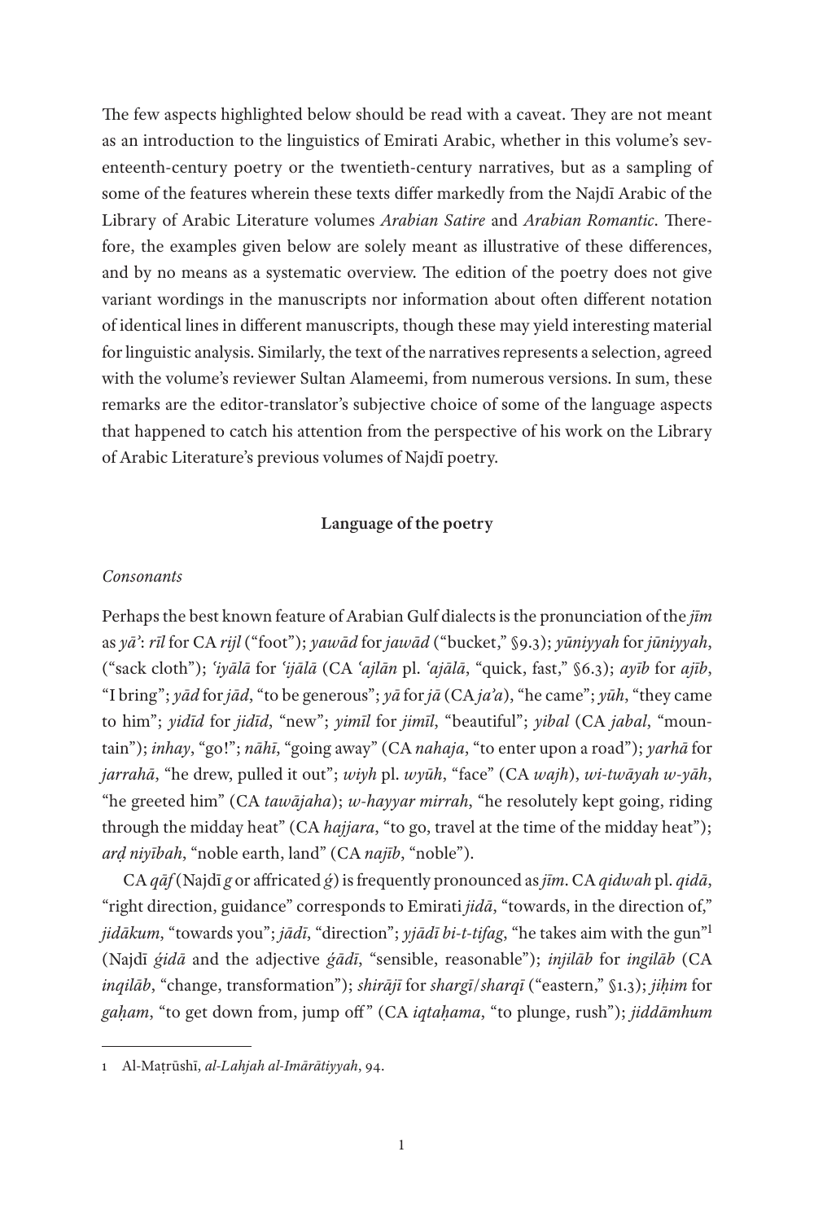The few aspects highlighted below should be read with a caveat. They are not meant as an introduction to the linguistics of Emirati Arabic, whether in this volume's seventeenth-century poetry or the twentieth-century narratives, but as a sampling of some of the features wherein these texts differ markedly from the Najdī Arabic of the Library of Arabic Literature volumes *Arabian Satire* and *Arabian Romantic*. Therefore, the examples given below are solely meant as illustrative of these differences, and by no means as a systematic overview. The edition of the poetry does not give variant wordings in the manuscripts nor information about often different notation of identical lines in different manuscripts, though these may yield interesting material for linguistic analysis. Similarly, the text of the narratives represents a selection, agreed with the volume's reviewer Sultan Alameemi, from numerous versions. In sum, these remarks are the editor-translator's subjective choice of some of the language aspects that happened to catch his attention from the perspective of his work on the Library of Arabic Literature's previous volumes of Najdī poetry.

## Language of the poetry

### *Consonants*

Perhaps the best known feature of Arabian Gulf dialects is the pronunciation of the *jīm* as *yā'*: *rīl* for CA *rijl* ("foot"); *yawād* for *jawād* ("bucket," §9.3); *yūniyyah* for *jūniyyah*, ("sack cloth"); *ʿiyālā* for *ʿijālā* (CA *ʿajlān* pl. *ʿajālā*, "quick, fast," §6.3); *ayīb* for *ajīb*, "I bring"; *yād* for *jād*, "to be generous"; *yā* for *jā* (CA *ja'a*), "he came"; *yūh*, "they came to him"; *yidīd* for *jidīd*, "new"; *yimīl* for *jimīl*, "beautiful"; *yibal* (CA *jabal*, "mountain"); *inhay*, "go!"; *nāhī*, "going away" (CA *nahaja*, "to enter upon a road"); *yarhā* for *jarrahā*, "he drew, pulled it out"; *wiyh* pl. *wyūh*, "face" (CA *wajh*), *wi-twāyah w-yāh*, "he greeted him" (CA *tawājaha*); *w-hayyar mirrah*, "he resolutely kept going, riding through the midday heat" (CA *hajjara*, "to go, travel at the time of the midday heat"); *arḍ niyībah*, "noble earth, land" (CA *najīb*, "noble").

CA *qāf* (Najdī *g* or affricated *ǵ*) is frequently pronounced as *jīm*. CA *qidwah* pl. *qidā*, "right direction, guidance" corresponds to Emirati *jidā*, "towards, in the direction of," *jidākum*, "towards you"; *jādī*, "direction"; *yjādī bi-t-tifag*, "he takes aim with the gun"[1] (Najdī *ǵidā* and the adjective *ǵādī*, "sensible, reasonable"); *injilāb* for *ingilāb* (CA *inqilāb*, "change, transformation"); *shirājī* for *shargī*/*sharqī* ("eastern," §1.3); *jiḥim* for *gaḥam*, "to get down from, jump off" (CA *iqtaḥama*, "to plunge, rush"); *jiddāmhum*

1 Al-Maṭrūshī, *al-Lahjah al-Imārātiyyah*, 94.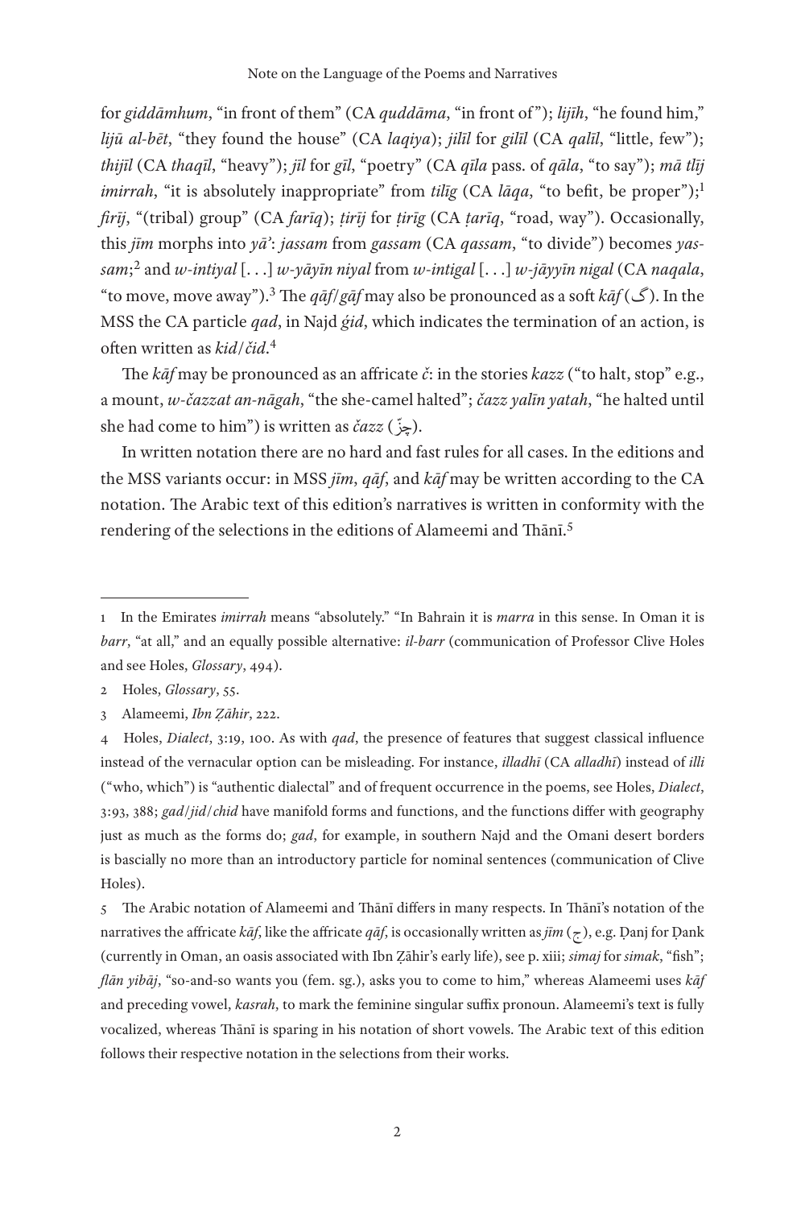for *giddāmhum*, "in front of them" (CA *quddāma*, "in front of"); *lijīh*, "he found him," *lijū al-bēt*, "they found the house" (CA *laqiya*); *jilīl* for *gilīl* (CA *qalīl*, "little, few"); *thijīl* (CA *thaqīl*, "heavy"); *jīl* for *gīl*, "poetry" (CA *qīla* pass. of *qāla*, "to say"); *mā tlīj imirrah*, "it is absolutely inappropriate" from *tilīg* (CA *lāqa*, "to befit, be proper");[1] *firīj*, "(tribal) group" (CA *farīq*); *ṭirīj* for *ṭirīg* (CA *ṭarīq*, "road, way"). Occasionally, this *jīm* morphs into *yā'*: *jassam* from *gassam* (CA *qassam*, "to divide") becomes *yassam*;[2] and *w-intiyal* [. . .] *w-yāyīn niyal* from *w-intigal* [. . .] *w-jāyyīn nigal* (CA *naqala*, "to move, move away").[3] The *qāf*/*gāf* may also be pronounced as a soft *kāf* (گ). In the MSS the CA particle *qad*, in Najd *ġid*, which indicates the termination of an action, is often written as *kid*/*čid*.[4]

The *kāf* may be pronounced as an affricate *č*: in the stories *kazz* ("to halt, stop" e.g., a mount, *w-čazzat an-nāgah*, "the she-camel halted"; *čazz yalīn yatah*, "he halted until she had come to him") is written as *čazz* (چزّ).

In written notation there are no hard and fast rules for all cases. In the editions and the MSS variants occur: in MSS *jīm*, *qāf*, and *kāf* may be written according to the CA notation. The Arabic text of this edition's narratives is written in conformity with the rendering of the selections in the editions of Alameemi and Thānī.[5]

---

1 In the Emirates *imirrah* means "absolutely." "In Bahrain it is *marra* in this sense. In Oman it is *barr*, "at all," and an equally possible alternative: *il-barr* (communication of Professor Clive Holes and see Holes, *Glossary*, 494).

2 Holes, *Glossary*, 55.

3 Alameemi, *Ibn Ẓāhir*, 222.

4 Holes, *Dialect*, 3:19, 100. As with *qad*, the presence of features that suggest classical influence instead of the vernacular option can be misleading. For instance, *illadhī* (CA *alladhī*) instead of *illi* ("who, which") is "authentic dialectal" and of frequent occurrence in the poems, see Holes, *Dialect*, 3:93, 388; *gad*/*jid*/*chid* have manifold forms and functions, and the functions differ with geography just as much as the forms do; *gad*, for example, in southern Najd and the Omani desert borders is bascially no more than an introductory particle for nominal sentences (communication of Clive Holes).

5 The Arabic notation of Alameemi and Thānī differs in many respects. In Thānī's notation of the narratives the affricate *kāf*, like the affricate *qāf*, is occasionally written as *jīm* (ج), e.g. Ḍanj for Ḍank (currently in Oman, an oasis associated with Ibn Ẓāhir's early life), see p. xiii; *simaj* for *simak*, "fish"; *flān yibāj*, "so-and-so wants you (fem. sg.), asks you to come to him," whereas Alameemi uses *kāf* and preceding vowel, *kasrah*, to mark the feminine singular suffix pronoun. Alameemi's text is fully vocalized, whereas Thānī is sparing in his notation of short vowels. The Arabic text of this edition follows their respective notation in the selections from their works.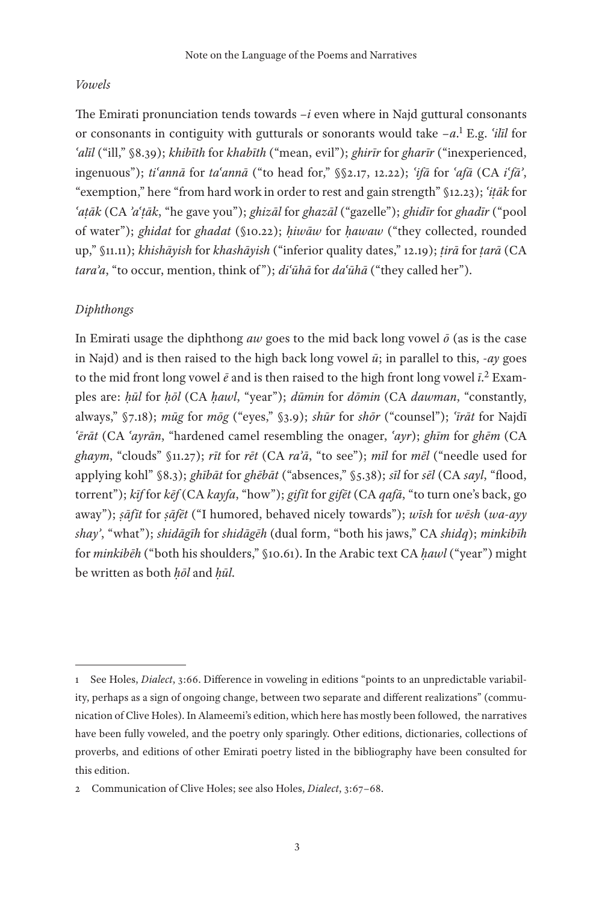### *Vowels*

The Emirati pronunciation tends towards *–i* even where in Najd guttural consonants or consonants in contiguity with gutturals or sonorants would take *–a*.[1] E.g. *ʿilīl* for *ʿalīl* ("ill," §8.39); *khibīth* for *khabīth* ("mean, evil"); *ghirīr* for *gharīr* ("inexperienced, ingenuous"); *tiʿannā* for *taʿannā* ("to head for," §§2.17, 12.22); *ʿifā* for *ʿafā* (CA *iʿfāʾ*, "exemption," here "from hard work in order to rest and gain strength" §12.23); *ʿiṭāk* for *ʿaṭāk* (CA *ʾaʿṭāk*, "he gave you"); *ghizāl* for *ghazāl* ("gazelle"); *ghidīr* for *ghadīr* ("pool of water"); *ghidat* for *ghadat* (§10.22); *ḥiwāw* for *ḥawaw* ("they collected, rounded up," §11.11); *khishāyish* for *khashāyish* ("inferior quality dates," 12.19); *ṭirā* for *ṭarā* (CA *taraʾa*, "to occur, mention, think of"); *diʿūhā* for *daʿūhā* ("they called her").

### *Diphthongs*

In Emirati usage the diphthong *aw* goes to the mid back long vowel *ō* (as is the case in Najd) and is then raised to the high back long vowel *ū*; in parallel to this, *-ay* goes to the mid front long vowel *ē* and is then raised to the high front long vowel *ī*.[2] Examples are: *ḥūl* for *ḥōl* (CA *ḥawl*, "year"); *dūmin* for *dōmin* (CA *dawman*, "constantly, always," §7.18); *mūg* for *mōg* ("eyes," §3.9); *shūr* for *shōr* ("counsel"); *ʿīrāt* for Najdī *ʿērāt* (CA *ʿayrān*, "hardened camel resembling the onager, *ʿayr*); *ghīm* for *ghēm* (CA *ghaym*, "clouds" §11.27); *rīt* for *rēt* (CA *raʾā*, "to see"); *mīl* for *mēl* ("needle used for applying kohl" §8.3); *ghībāt* for *ghēbāt* ("absences," §5.38); *sīl* for *sēl* (CA *sayl*, "flood, torrent"); *kīf* for *kēf* (CA *kayfa*, "how"); *gifīt* for *gifēt* (CA *qafā*, "to turn one's back, go away"); *ṣāfīt* for *ṣāfēt* ("I humored, behaved nicely towards"); *wīsh* for *wēsh* (*wa-ayy shayʾ*, "what"); *shidāgīh* for *shidāgēh* (dual form, "both his jaws," CA *shidq*); *minkibīh* for *minkibēh* ("both his shoulders," §10.61). In the Arabic text CA *ḥawl* ("year") might be written as both *ḥōl* and *ḥūl*.

---

1 See Holes, *Dialect*, 3:66. Difference in voweling in editions "points to an unpredictable variability, perhaps as a sign of ongoing change, between two separate and different realizations" (communication of Clive Holes). In Alameemi's edition, which here has mostly been followed, the narratives have been fully voweled, and the poetry only sparingly. Other editions, dictionaries, collections of proverbs, and editions of other Emirati poetry listed in the bibliography have been consulted for this edition.

2 Communication of Clive Holes; see also Holes, *Dialect*, 3:67–68.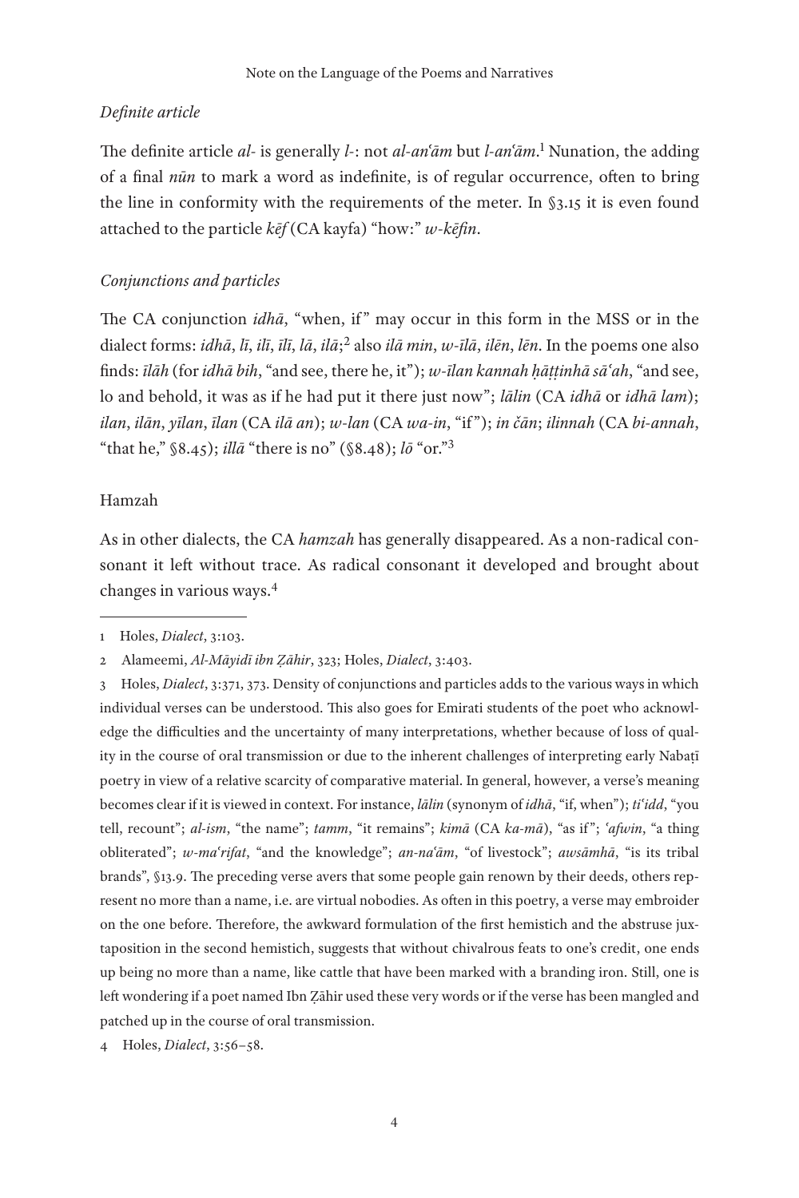### *Definite article*

The definite article *al-* is generally *l-*: not *al-anʿām* but *l-anʿām*.[1] Nunation, the adding of a final *nūn* to mark a word as indefinite, is of regular occurrence, often to bring the line in conformity with the requirements of the meter. In §3.15 it is even found attached to the particle *kēf* (CA kayfa) "how:" *w-kēfin*.

### *Conjunctions and particles*

The CA conjunction *idhā*, "when, if" may occur in this form in the MSS or in the dialect forms: *idhā*, *lī*, *ilī*, *īlī*, *lā*, *ilā*;[2] also *ilā min*, *w-īlā*, *ilēn*, *lēn*. In the poems one also finds: *īlāh* (for *idhā bih*, "and see, there he, it"); *w-īlan kannah ḥāṭṭinhā sāʿah*, "and see, lo and behold, it was as if he had put it there just now"; *lālin* (CA *idhā* or *idhā lam*); *ilan*, *ilān*, *yīlan*, *īlan* (CA *ilā an*); *w-lan* (CA *wa-in*, "if"); *in čān*; *ilinnah* (CA *bi-annah*, "that he," §8.45); *illā* "there is no" (§8.48); *lō* "or."[3]

### Hamzah

As in other dialects, the CA *hamzah* has generally disappeared. As a non-radical consonant it left without trace. As radical consonant it developed and brought about changes in various ways.[4]

---

1 Holes, *Dialect*, 3:103.

2 Alameemi, *Al-Māyidī ibn Ẓāhir*, 323; Holes, *Dialect*, 3:403.

3 Holes, *Dialect*, 3:371, 373. Density of conjunctions and particles adds to the various ways in which individual verses can be understood. This also goes for Emirati students of the poet who acknowledge the difficulties and the uncertainty of many interpretations, whether because of loss of quality in the course of oral transmission or due to the inherent challenges of interpreting early Nabaṭī poetry in view of a relative scarcity of comparative material. In general, however, a verse's meaning becomes clear if it is viewed in context. For instance, *lālin* (synonym of *idhā*, "if, when"); *tiʿidd*, "you tell, recount"; *al-ism*, "the name"; *tamm*, "it remains"; *kimā* (CA *ka-mā*), "as if"; *ʿafwin*, "a thing obliterated"; *w-maʿrifat*, "and the knowledge"; *an-naʿām*, "of livestock"; *awsāmhā*, "is its tribal brands", §13.9. The preceding verse avers that some people gain renown by their deeds, others represent no more than a name, i.e. are virtual nobodies. As often in this poetry, a verse may embroider on the one before. Therefore, the awkward formulation of the first hemistich and the abstruse juxtaposition in the second hemistich, suggests that without chivalrous feats to one's credit, one ends up being no more than a name, like cattle that have been marked with a branding iron. Still, one is left wondering if a poet named Ibn Ẓāhir used these very words or if the verse has been mangled and patched up in the course of oral transmission.

4 Holes, *Dialect*, 3:56–58.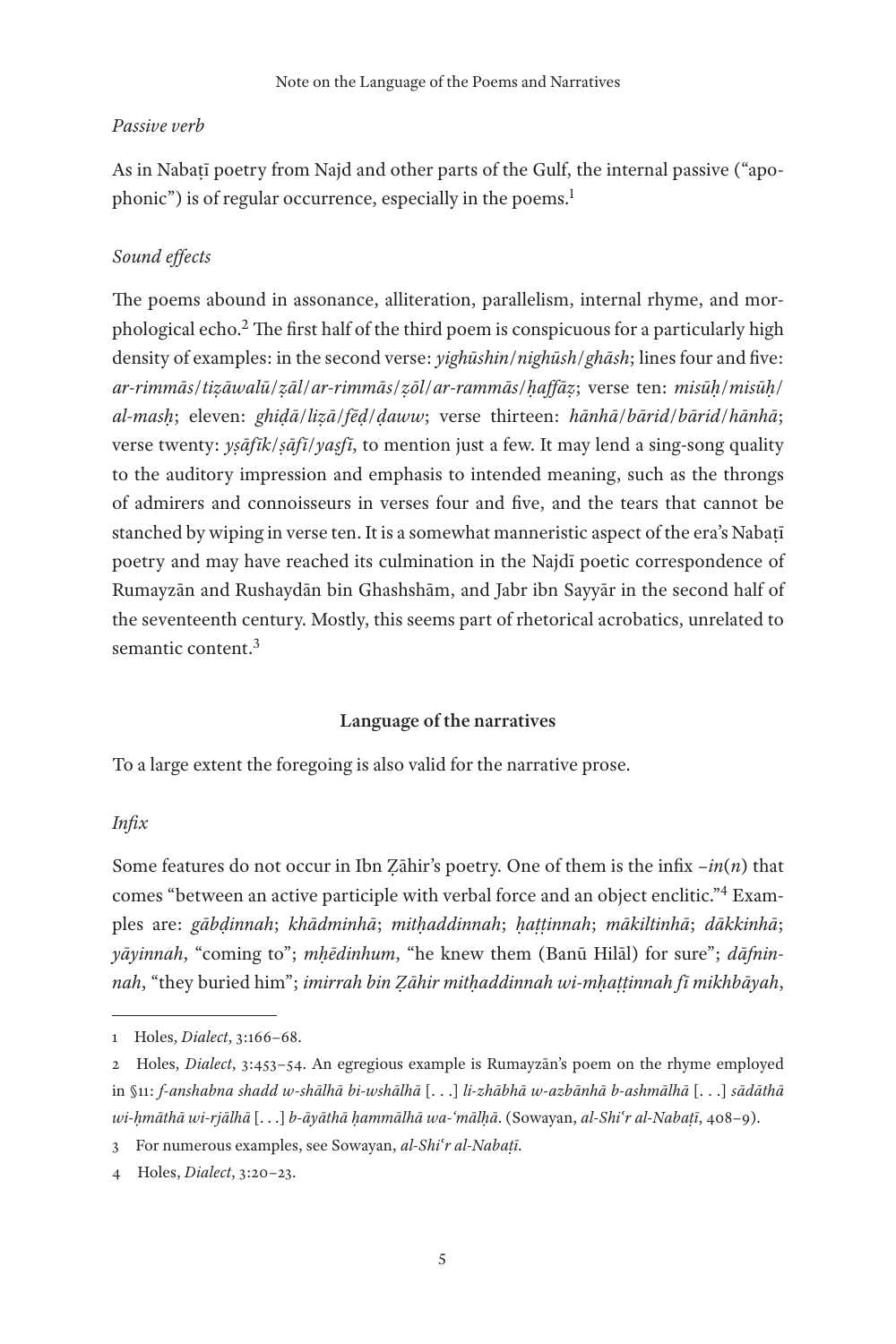*Passive verb*

As in Nabaṭī poetry from Najd and other parts of the Gulf, the internal passive ("apophonic") is of regular occurrence, especially in the poems.[1]

*Sound effects*

The poems abound in assonance, alliteration, parallelism, internal rhyme, and morphological echo.[2] The first half of the third poem is conspicuous for a particularly high density of examples: in the second verse: *yighūshin/nighūsh/ghāsh*; lines four and five: *ar-rimmās/tiẓāwalū/ẓāl/ar-rimmās/ẓōl/ar-rammās/ḥaffāẓ*; verse ten: *misūḥ/misūḥ/al-masḥ*; eleven: *ghiḍā/liẓā/fēḍ/ḍaww*; verse thirteen: *hānhā/bārid/bārid/hānhā*; verse twenty: *yṣāfīk/ṣāfī/yaṣfī*, to mention just a few. It may lend a sing-song quality to the auditory impression and emphasis to intended meaning, such as the throngs of admirers and connoisseurs in verses four and five, and the tears that cannot be stanched by wiping in verse ten. It is a somewhat manneristic aspect of the era's Nabaṭī poetry and may have reached its culmination in the Najdī poetic correspondence of Rumayzān and Rushaydān bin Ghashshām, and Jabr ibn Sayyār in the second half of the seventeenth century. Mostly, this seems part of rhetorical acrobatics, unrelated to semantic content.[3]

## Language of the narratives

To a large extent the foregoing is also valid for the narrative prose.

*Infix*

Some features do not occur in Ibn Ẓāhir's poetry. One of them is the infix *–in*(*n*) that comes "between an active participle with verbal force and an object enclitic."[4] Examples are: *gābḍinnah*; *khādminhā*; *mitḥaddinnah*; *ḥaṭṭinnah*; *mākiltinhā*; *dākkinhā*; *yāyinnah*, "coming to"; *mḥēdinhum*, "he knew them (Banū Hilāl) for sure"; *dāfninnah*, "they buried him"; *imirrah bin Ẓāhir mitḥaddinnah wi-mḥaṭṭinnah fī mikhbāyah*,

---

1 Holes, *Dialect*, 3:166–68.

2 Holes, *Dialect*, 3:453–54. An egregious example is Rumayzān's poem on the rhyme employed in §11: *f-anshabna shadd w-shālhā bi-wshālhā* [. . .] *li-zhābhā w-azbānhā b-ashmālhā* [. . .] *sādāthā wi-ḥmāthā wi-rjālhā* [. . .] *b-āyāthā ḥammālhā wa-ʿmālḥā*. (Sowayan, *al-Shiʿr al-Nabaṭī*, 408–9).

3 For numerous examples, see Sowayan, *al-Shiʿr al-Nabaṭī*.

4 Holes, *Dialect*, 3:20–23.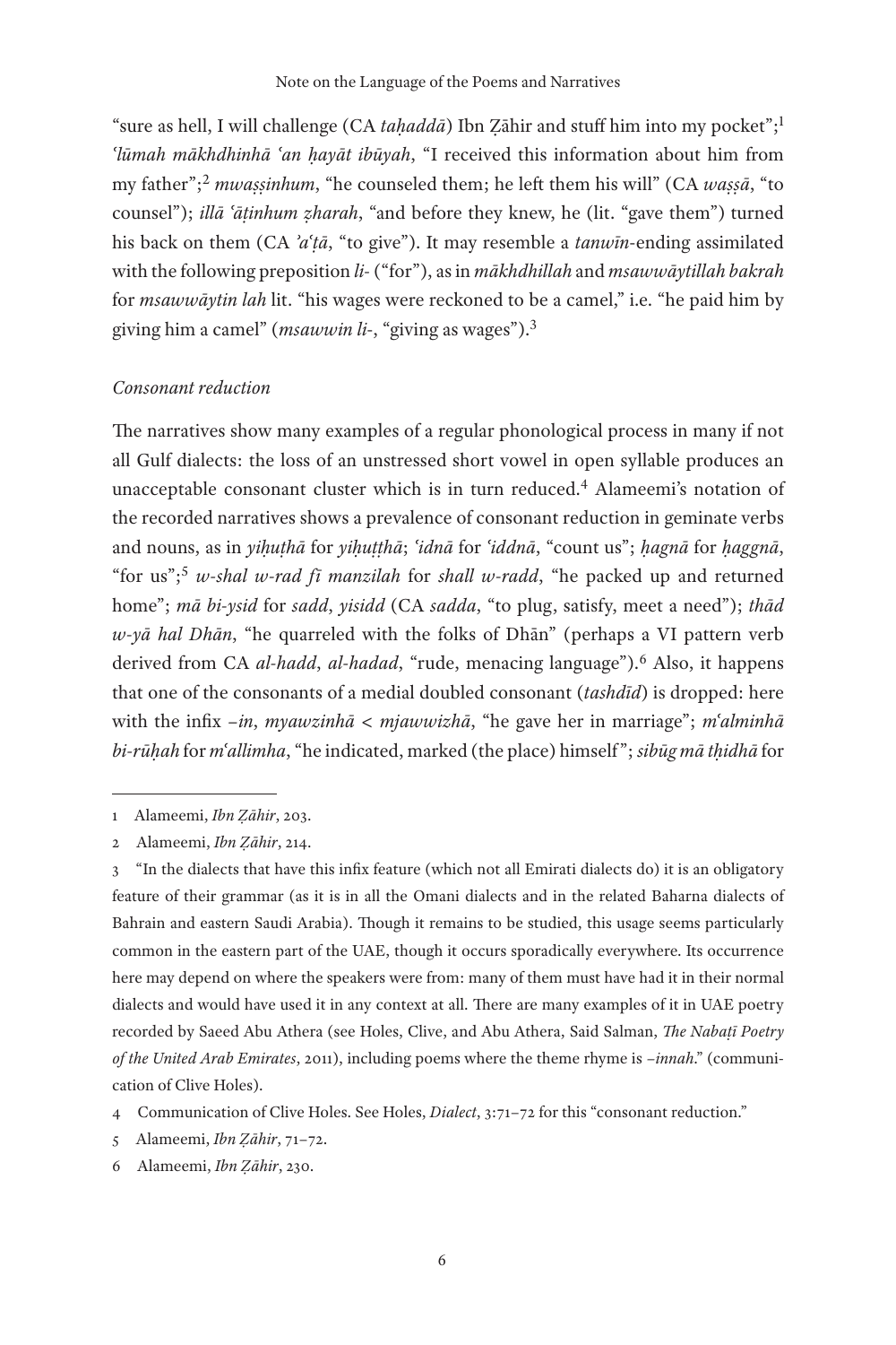"sure as hell, I will challenge (CA *taḥaddā*) Ibn Ẓāhir and stuff him into my pocket";[1] *ʿlūmah mākhdhinhā ʿan ḥayāt ibūyah*, "I received this information about him from my father";[2] *mwaṣṣinhum*, "he counseled them; he left them his will" (CA *waṣṣā*, "to counsel"); *illā ʿāṭinhum ẓharah*, "and before they knew, he (lit. "gave them") turned his back on them (CA *ʾaʿṭā*, "to give"). It may resemble a *tanwīn*-ending assimilated with the following preposition *li-* ("for"), as in *mākhdhillah* and *msawwāytillah bakrah* for *msawwāytin lah* lit. "his wages were reckoned to be a camel," i.e. "he paid him by giving him a camel" (*msawwin li-*, "giving as wages").[3]

*Consonant reduction*

The narratives show many examples of a regular phonological process in many if not all Gulf dialects: the loss of an unstressed short vowel in open syllable produces an unacceptable consonant cluster which is in turn reduced.[4] Alameemi's notation of the recorded narratives shows a prevalence of consonant reduction in geminate verbs and nouns, as in *yiḥuṭhā* for *yiḥuṭṭhā*; *ʿidnā* for *ʿiddnā*, "count us"; *ḥagnā* for *ḥaggnā*, "for us";[5] *w-shal w-rad fī manzilah* for *shall w-radd*, "he packed up and returned home"; *mā bi-ysid* for *sadd*, *yisidd* (CA *sadda*, "to plug, satisfy, meet a need"); *thād w-yā hal Dhān*, "he quarreled with the folks of Dhān" (perhaps a VI pattern verb derived from CA *al-hadd*, *al-hadad*, "rude, menacing language").[6] Also, it happens that one of the consonants of a medial doubled consonant (*tashdīd*) is dropped: here with the infix *–in*, *myawzinhā* < *mjawwizhā*, "he gave her in marriage"; *mʿalminhā bi-rūḥah* for *mʿallimha*, "he indicated, marked (the place) himself"; *sibūg mā tḥidhā* for

---

1 Alameemi, *Ibn Ẓāhir*, 203.

2 Alameemi, *Ibn Ẓāhir*, 214.

3 "In the dialects that have this infix feature (which not all Emirati dialects do) it is an obligatory feature of their grammar (as it is in all the Omani dialects and in the related Baharna dialects of Bahrain and eastern Saudi Arabia). Though it remains to be studied, this usage seems particularly common in the eastern part of the UAE, though it occurs sporadically everywhere. Its occurrence here may depend on where the speakers were from: many of them must have had it in their normal dialects and would have used it in any context at all. There are many examples of it in UAE poetry recorded by Saeed Abu Athera (see Holes, Clive, and Abu Athera, Said Salman, *The Nabaṭī Poetry of the United Arab Emirates*, 2011), including poems where the theme rhyme is *–innah*." (communication of Clive Holes).

4 Communication of Clive Holes. See Holes, *Dialect*, 3:71–72 for this "consonant reduction."

5 Alameemi, *Ibn Ẓāhir*, 71–72.

6 Alameemi, *Ibn Ẓāhir*, 230.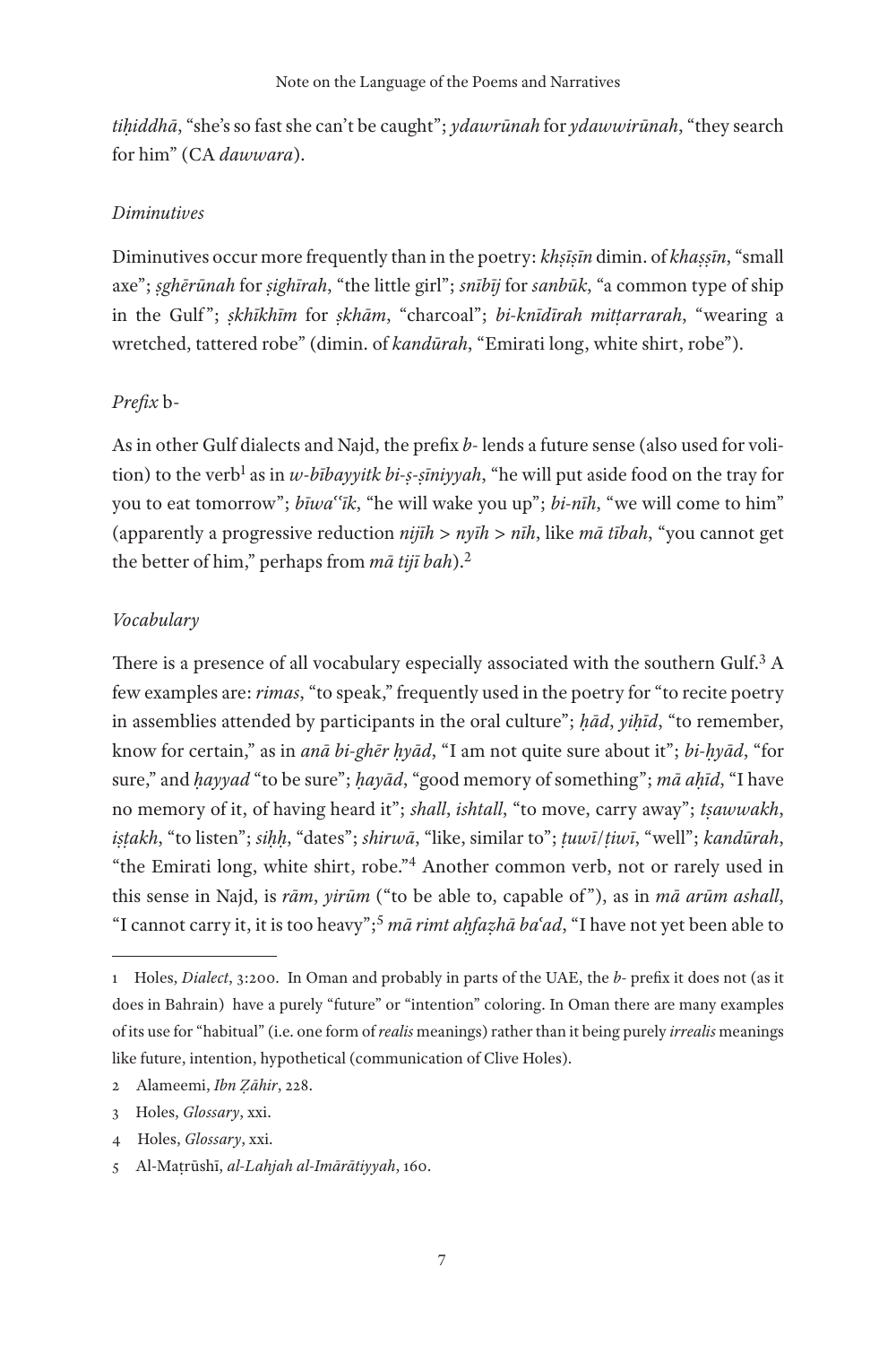*tiḥiddhā*, "she's so fast she can't be caught"; *ydawrūnah* for *ydawwirūnah*, "they search for him" (CA *dawwara*).

### *Diminutives*

Diminutives occur more frequently than in the poetry: *khṣīṣīn* dimin. of *khaṣṣīn*, "small axe"; *ṣghērūnah* for *ṣighīrah*, "the little girl"; *snībīj* for *sanbūk*, "a common type of ship in the Gulf"; *ṣkhīkhīm* for *ṣkhām*, "charcoal"; *bi-knīdīrah mitṭarrarah*, "wearing a wretched, tattered robe" (dimin. of *kandūrah*, "Emirati long, white shirt, robe").

### *Prefix* b-

As in other Gulf dialects and Najd, the prefix *b-* lends a future sense (also used for volition) to the verb[1] as in *w-bībayyitk bi-ṣ-ṣīniyyah*, "he will put aside food on the tray for you to eat tomorrow"; *bīwaʿʿīk*, "he will wake you up"; *bi-nīh*, "we will come to him" (apparently a progressive reduction *nijīh* > *nyīh* > *nīh*, like *mā tībah*, "you cannot get the better of him," perhaps from *mā tijī bah*).[2]

### *Vocabulary*

There is a presence of all vocabulary especially associated with the southern Gulf.[3] A few examples are: *rimas*, "to speak," frequently used in the poetry for "to recite poetry in assemblies attended by participants in the oral culture"; *ḥād*, *yiḥīd*, "to remember, know for certain," as in *anā bi-ghēr ḥyād*, "I am not quite sure about it"; *bi-ḥyād*, "for sure," and *ḥayyad* "to be sure"; *ḥayād*, "good memory of something"; *mā aḥīd*, "I have no memory of it, of having heard it"; *shall*, *ishtall*, "to move, carry away"; *tṣawwakh*, *iṣṭakh*, "to listen"; *siḥḥ*, "dates"; *shirwā*, "like, similar to"; *ṭuwī*/*ṭiwī*, "well"; *kandūrah*, "the Emirati long, white shirt, robe."[4] Another common verb, not or rarely used in this sense in Najd, is *rām*, *yirūm* ("to be able to, capable of"), as in *mā arūm ashall*, "I cannot carry it, it is too heavy";[5] *mā rimt aḥfaẓhā baʿad*, "I have not yet been able to

---

1 Holes, *Dialect*, 3:200. In Oman and probably in parts of the UAE, the *b-* prefix it does not (as it does in Bahrain) have a purely "future" or "intention" coloring. In Oman there are many examples of its use for "habitual" (i.e. one form of *realis* meanings) rather than it being purely *irrealis* meanings like future, intention, hypothetical (communication of Clive Holes).

2 Alameemi, *Ibn Ẓāhir*, 228.

3 Holes, *Glossary*, xxi.

4 Holes, *Glossary*, xxi.

5 Al-Maṭrūshī, *al-Lahjah al-Imārātiyyah*, 160.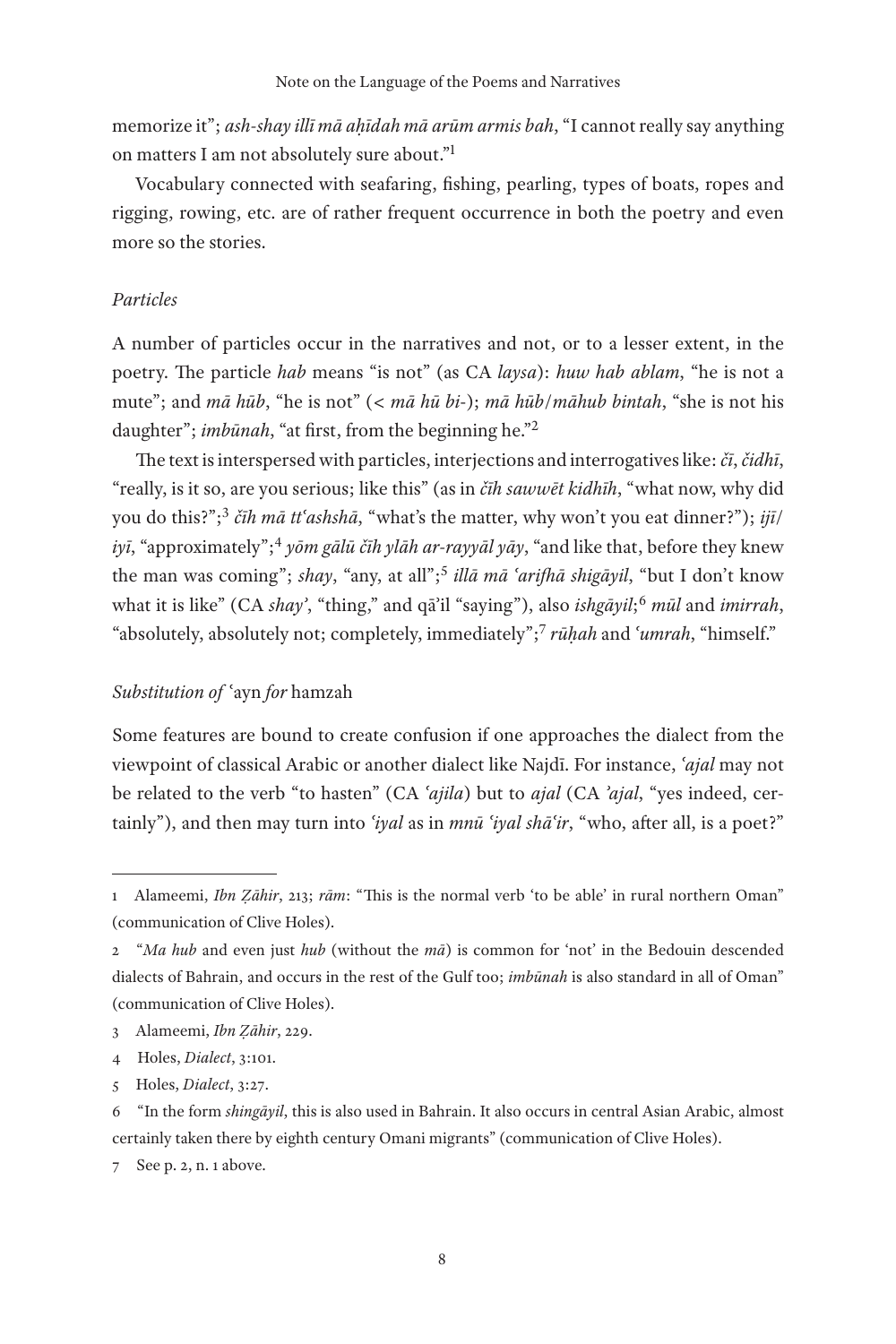memorize it"; *ash-shay illī mā aḥīdah mā arūm armis bah*, "I cannot really say anything on matters I am not absolutely sure about."[1]

Vocabulary connected with seafaring, fishing, pearling, types of boats, ropes and rigging, rowing, etc. are of rather frequent occurrence in both the poetry and even more so the stories.

### *Particles*

A number of particles occur in the narratives and not, or to a lesser extent, in the poetry. The particle *hab* means "is not" (as CA *laysa*): *huw hab ablam*, "he is not a mute"; and *mā hūb*, "he is not" (< *mā hū bi-*); *mā hūb*/*māhub bintah*, "she is not his daughter"; *imbūnah*, "at first, from the beginning he."[2]

The text is interspersed with particles, interjections and interrogatives like: *čī*, *čidhī*, "really, is it so, are you serious; like this" (as in *čīh sawwēt kidhīh*, "what now, why did you do this?";[3] *čīh mā ttʿashshā*, "what's the matter, why won't you eat dinner?"); *ijī*/*iyī*, "approximately";[4] *yōm gālū čīh ylāh ar-rayyāl yāy*, "and like that, before they knew the man was coming"; *shay*, "any, at all";[5] *illā mā ʿarifhā shigāyil*, "but I don't know what it is like" (CA *shayʾ*, "thing," and qāʾil "saying"), also *ishgāyil*;[6] *mūl* and *imirrah*, "absolutely, absolutely not; completely, immediately";[7] *rūḥah* and *ʿumrah*, "himself."

### *Substitution of* ʿayn *for* hamzah

Some features are bound to create confusion if one approaches the dialect from the viewpoint of classical Arabic or another dialect like Najdī. For instance, *ʿajal* may not be related to the verb "to hasten" (CA *ʿajila*) but to *ajal* (CA *ʾajal*, "yes indeed, certainly"), and then may turn into *ʿiyal* as in *mnū ʿiyal shāʿir*, "who, after all, is a poet?"

---

1 Alameemi, *Ibn Ẓāhir*, 213; *rām*: "This is the normal verb 'to be able' in rural northern Oman" (communication of Clive Holes).

2 "*Ma hub* and even just *hub* (without the *mā*) is common for 'not' in the Bedouin descended dialects of Bahrain, and occurs in the rest of the Gulf too; *imbūnah* is also standard in all of Oman" (communication of Clive Holes).

3 Alameemi, *Ibn Ẓāhir*, 229.

4 Holes, *Dialect*, 3:101.

5 Holes, *Dialect*, 3:27.

6 "In the form *shingāyil*, this is also used in Bahrain. It also occurs in central Asian Arabic, almost certainly taken there by eighth century Omani migrants" (communication of Clive Holes).

7 See p. 2, n. 1 above.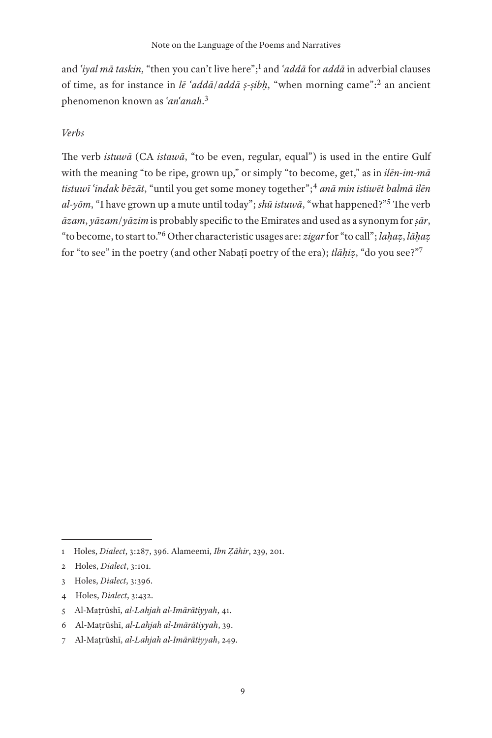and *ʿiyal mā taskin*, "then you can't live here";[1] and *ʿaddā* for *addā* in adverbial clauses of time, as for instance in *lē ʿaddā/addā ṣ-ṣibḥ*, "when morning came":[2] an ancient phenomenon known as *ʿanʿanah*.[3]

*Verbs*

The verb *istuwā* (CA *istawā*, "to be even, regular, equal") is used in the entire Gulf with the meaning "to be ripe, grown up," or simply "to become, get," as in *ilēn-im-mā tistuwī ʿindak bēzāt*, "until you get some money together";[4] *anā min istiwēt balmā ilēn al-yōm*, "I have grown up a mute until today"; *shū istuwā*, "what happened?"[5] The verb *āzam*, *yāzam/yāzim* is probably specific to the Emirates and used as a synonym for *ṣār*, "to become, to start to."[6] Other characteristic usages are: *zigar* for "to call"; *laḥaẓ*, *lāḥaẓ* for "to see" in the poetry (and other Nabaṭī poetry of the era); *tlāḥiẓ*, "do you see?"[7]

---

1 Holes, *Dialect*, 3:287, 396. Alameemi, *Ibn Ẓāhir*, 239, 201.

2 Holes, *Dialect*, 3:101.

3 Holes, *Dialect*, 3:396.

4 Holes, *Dialect*, 3:432.

5 Al-Maṭrūshī, *al-Lahjah al-Imārātiyyah*, 41.

6 Al-Maṭrūshī, *al-Lahjah al-Imārātiyyah*, 39.

7 Al-Maṭrūshī, *al-Lahjah al-Imārātiyyah*, 249.